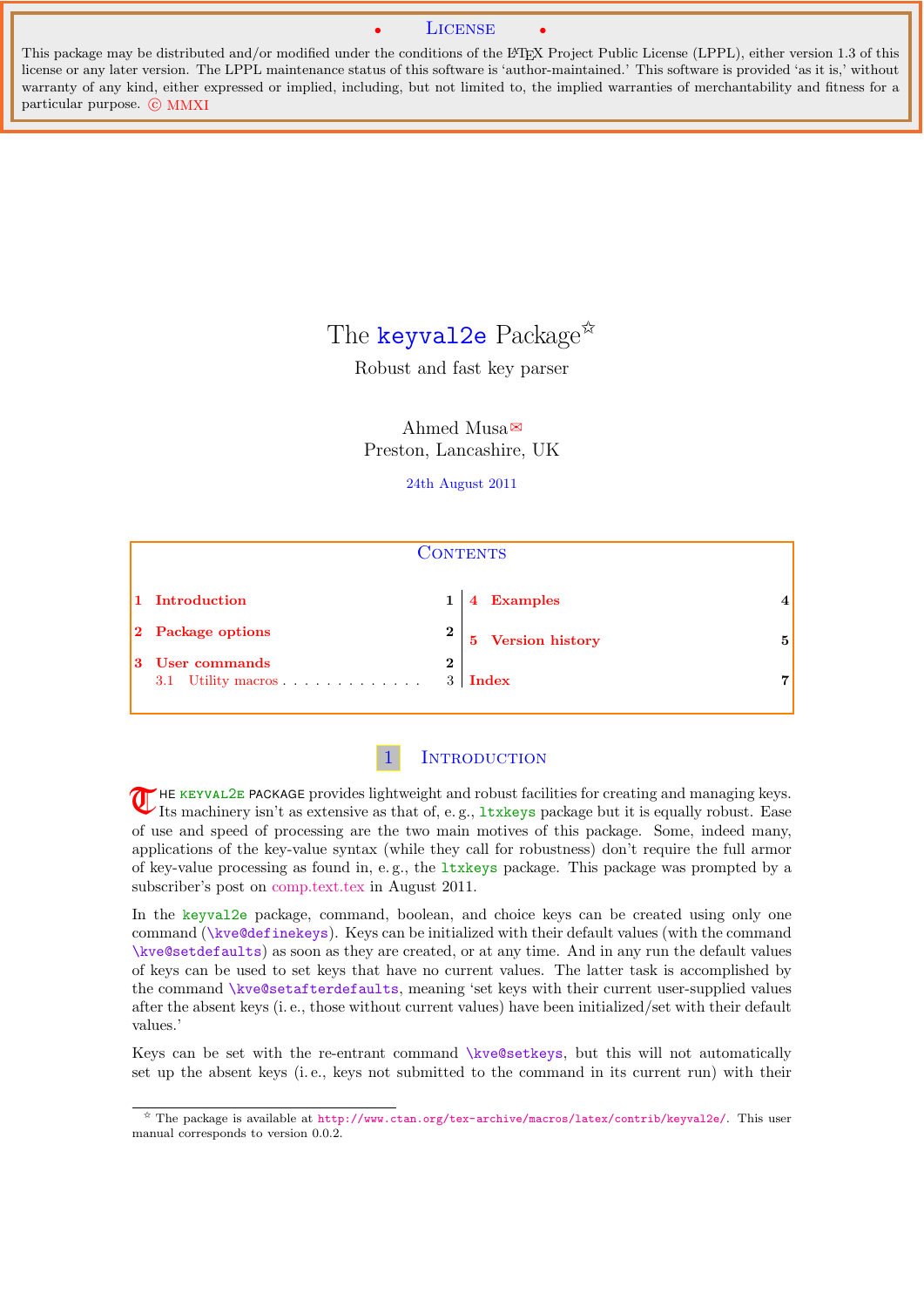**License**

This package may be distributed and/or modified under the conditions of the LaTeX Project Public License (LPPL), either version 1.3 of this license or any later version. The LPPL maintenance status of this software is 'author-maintained.' This software is provided 'as it is,' without warranty of any kind, either expressed or implied, including, but not limited to, the implied warranties of merchantability and fitness for a particular purpose. © MMXI

# The keyval2e Package☆

Robust and fast key parser

Ahmed Musa✉
Preston, Lancashire, UK

24th August 2011

**Contents**

| | |
|---|---|
| 1 Introduction | 1 |
| 2 Package options | 2 |
| 3 User commands | 2 |
| 3.1 Utility macros | 3 |
| 4 Examples | 4 |
| 5 Version history | 5 |
| Index | 7 |

## 1 Introduction

The keyval2e package provides lightweight and robust facilities for creating and managing keys. Its machinery isn't as extensive as that of, e.g., ltxkeys package but it is equally robust. Ease of use and speed of processing are the two main motives of this package. Some, indeed many, applications of the key-value syntax (while they call for robustness) don't require the full armor of key-value processing as found in, e.g., the ltxkeys package. This package was prompted by a subscriber's post on comp.text.tex in August 2011.

In the keyval2e package, command, boolean, and choice keys can be created using only one command (\kve@definekeys). Keys can be initialized with their default values (with the command \kve@setdefaults) as soon as they are created, or at any time. And in any run the default values of keys can be used to set keys that have no current values. The latter task is accomplished by the command \kve@setafterdefaults, meaning 'set keys with their current user-supplied values after the absent keys (i.e., those without current values) have been initialized/set with their default values.'

Keys can be set with the re-entrant command \kve@setkeys, but this will not automatically set up the absent keys (i.e., keys not submitted to the command in its current run) with their

☆ The package is available at http://www.ctan.org/tex-archive/macros/latex/contrib/keyval2e/. This user manual corresponds to version 0.0.2.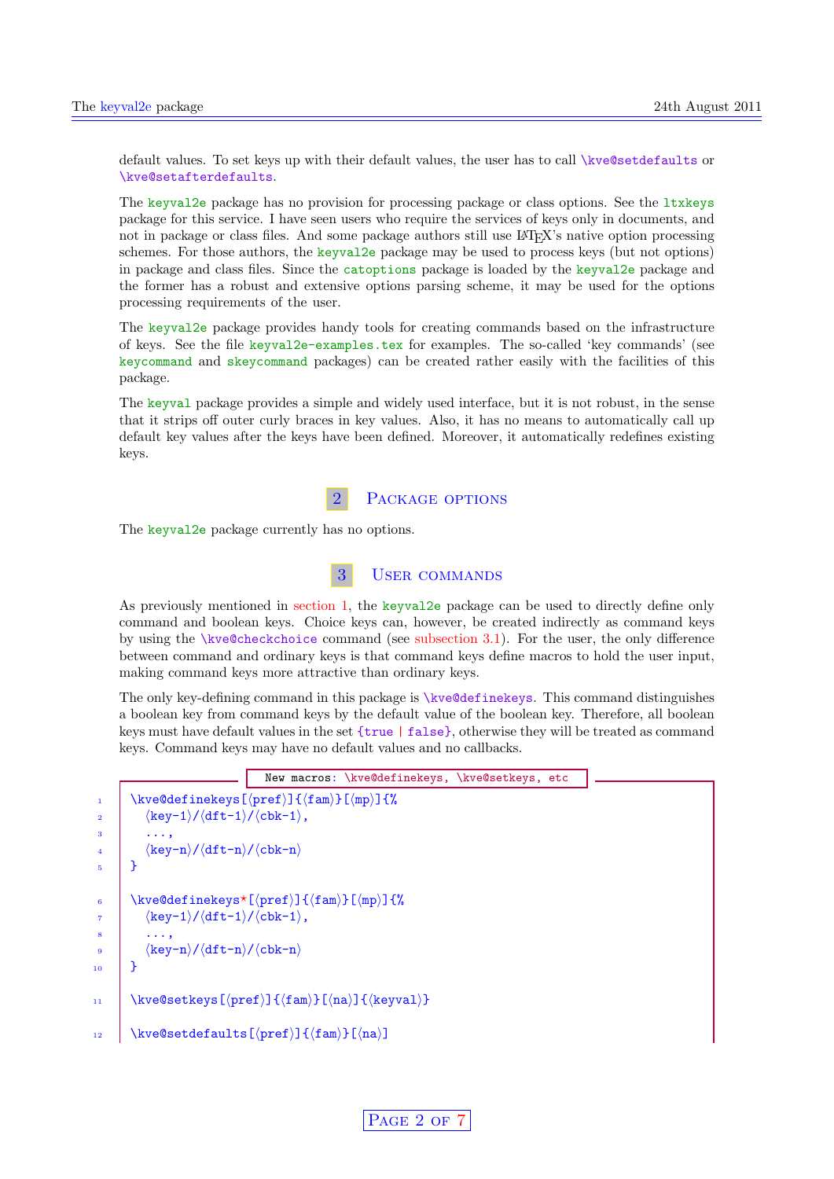default values. To set keys up with their default values, the user has to call \kve@setdefaults or \kve@setafterdefaults.

The keyval2e package has no provision for processing package or class options. See the ltxkeys package for this service. I have seen users who require the services of keys only in documents, and not in package or class files. And some package authors still use LaTeX's native option processing schemes. For those authors, the keyval2e package may be used to process keys (but not options) in package and class files. Since the catoptions package is loaded by the keyval2e package and the former has a robust and extensive options parsing scheme, it may be used for the options processing requirements of the user.

The keyval2e package provides handy tools for creating commands based on the infrastructure of keys. See the file keyval2e-examples.tex for examples. The so-called 'key commands' (see keycommand and skeycommand packages) can be created rather easily with the facilities of this package.

The keyval package provides a simple and widely used interface, but it is not robust, in the sense that it strips off outer curly braces in key values. Also, it has no means to automatically call up default key values after the keys have been defined. Moreover, it automatically redefines existing keys.

## 2 Package options

The keyval2e package currently has no options.

## 3 User commands

As previously mentioned in section 1, the keyval2e package can be used to directly define only command and boolean keys. Choice keys can, however, be created indirectly as command keys by using the \kve@checkchoice command (see subsection 3.1). For the user, the only difference between command and ordinary keys is that command keys define macros to hold the user input, making command keys more attractive than ordinary keys.

The only key-defining command in this package is \kve@definekeys. This command distinguishes a boolean key from command keys by the default value of the boolean key. Therefore, all boolean keys must have default values in the set {true | false}, otherwise they will be treated as command keys. Command keys may have no default values and no callbacks.

New macros: \kve@definekeys, \kve@setkeys, etc

```
1  \kve@definekeys[⟨pref⟩]{⟨fam⟩}[⟨mp⟩]{%
2    ⟨key-1⟩/⟨dft-1⟩/⟨cbk-1⟩,
3    ...,
4    ⟨key-n⟩/⟨dft-n⟩/⟨cbk-n⟩
5  }

6  \kve@definekeys*[⟨pref⟩]{⟨fam⟩}[⟨mp⟩]{%
7    ⟨key-1⟩/⟨dft-1⟩/⟨cbk-1⟩,
8    ...,
9    ⟨key-n⟩/⟨dft-n⟩/⟨cbk-n⟩
10 }

11 \kve@setkeys[⟨pref⟩]{⟨fam⟩}[⟨na⟩]{⟨keyval⟩}

12 \kve@setdefaults[⟨pref⟩]{⟨fam⟩}[⟨na⟩]
```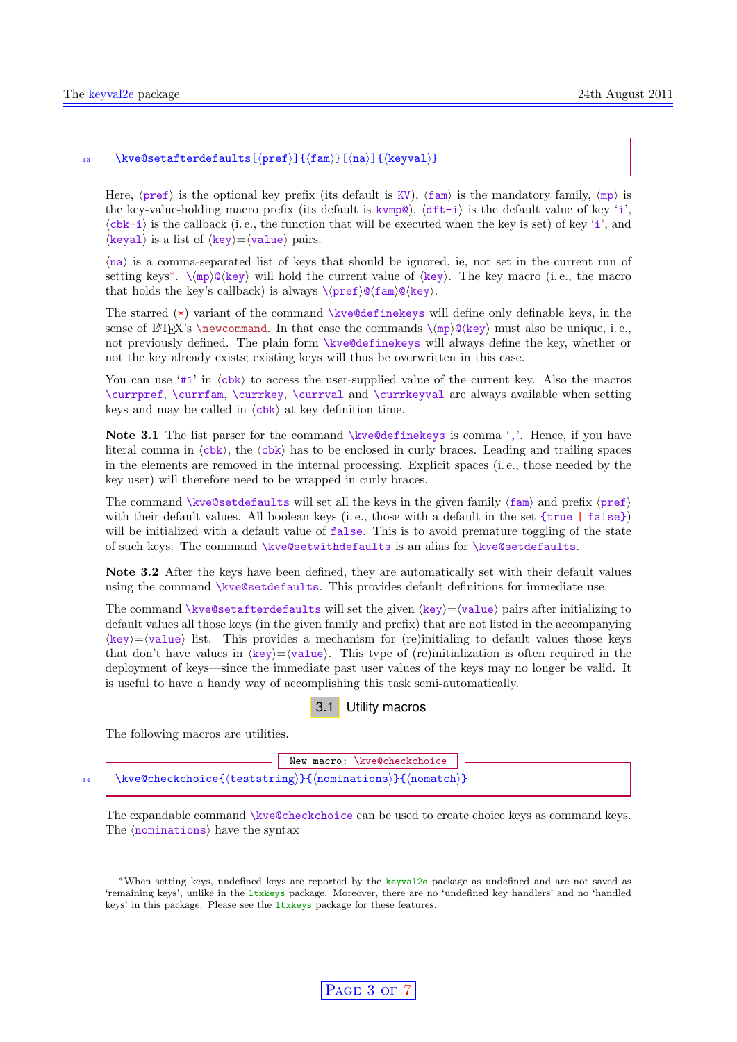```
13  \kve@setafterdefaults[⟨pref⟩]{⟨fam⟩}[⟨na⟩]{⟨keyval⟩}
```

Here, ⟨pref⟩ is the optional key prefix (its default is KV), ⟨fam⟩ is the mandatory family, ⟨mp⟩ is the key-value-holding macro prefix (its default is kvmp@), ⟨dft-i⟩ is the default value of key 'i', ⟨cbk-i⟩ is the callback (i. e., the function that will be executed when the key is set) of key 'i', and ⟨keyal⟩ is a list of ⟨key⟩=⟨value⟩ pairs.

⟨na⟩ is a comma-separated list of keys that should be ignored, ie, not set in the current run of setting keys*. \⟨mp⟩@⟨key⟩ will hold the current value of ⟨key⟩. The key macro (i. e., the macro that holds the key's callback) is always \⟨pref⟩@⟨fam⟩@⟨key⟩.

The starred (⋆) variant of the command \kve@definekeys will define only definable keys, in the sense of LaTeX's \newcommand. In that case the commands \⟨mp⟩@⟨key⟩ must also be unique, i. e., not previously defined. The plain form \kve@definekeys will always define the key, whether or not the key already exists; existing keys will thus be overwritten in this case.

You can use '#1' in ⟨cbk⟩ to access the user-supplied value of the current key. Also the macros \currpref, \currfam, \currkey, \currval and \currkeyval are always available when setting keys and may be called in ⟨cbk⟩ at key definition time.

**Note 3.1** The list parser for the command \kve@definekeys is comma ','. Hence, if you have literal comma in ⟨cbk⟩, the ⟨cbk⟩ has to be enclosed in curly braces. Leading and trailing spaces in the elements are removed in the internal processing. Explicit spaces (i. e., those needed by the key user) will therefore need to be wrapped in curly braces.

The command \kve@setdefaults will set all the keys in the given family ⟨fam⟩ and prefix ⟨pref⟩ with their default values. All boolean keys (i. e., those with a default in the set {true | false}) will be initialized with a default value of false. This is to avoid premature toggling of the state of such keys. The command \kve@setwithdefaults is an alias for \kve@setdefaults.

**Note 3.2** After the keys have been defined, they are automatically set with their default values using the command \kve@setdefaults. This provides default definitions for immediate use.

The command \kve@setafterdefaults will set the given ⟨key⟩=⟨value⟩ pairs after initializing to default values all those keys (in the given family and prefix) that are not listed in the accompanying ⟨key⟩=⟨value⟩ list. This provides a mechanism for (re)initialing to default values those keys that don't have values in ⟨key⟩=⟨value⟩. This type of (re)initialization is often required in the deployment of keys—since the immediate past user values of the keys may no longer be valid. It is useful to have a handy way of accomplishing this task semi-automatically.

## 3.1 Utility macros

The following macros are utilities.

New macro: \kve@checkchoice

```
14  \kve@checkchoice{⟨teststring⟩}{⟨nominations⟩}{⟨nomatch⟩}
```

The expandable command \kve@checkchoice can be used to create choice keys as command keys. The ⟨nominations⟩ have the syntax

*When setting keys, undefined keys are reported by the keyval2e package as undefined and are not saved as 'remaining keys', unlike in the ltxkeys package. Moreover, there are no 'undefined key handlers' and no 'handled keys' in this package. Please see the ltxkeys package for these features.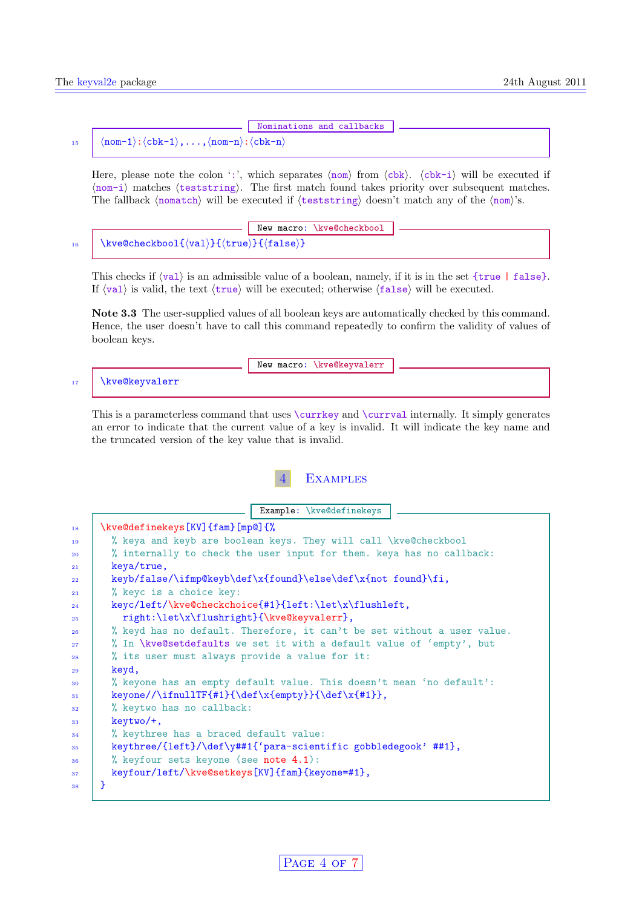Nominations and callbacks

```
⟨nom-1⟩:⟨cbk-1⟩,...,⟨nom-n⟩:⟨cbk-n⟩
```

Here, please note the colon ':', which separates ⟨nom⟩ from ⟨cbk⟩. ⟨cbk-i⟩ will be executed if ⟨nom-i⟩ matches ⟨teststring⟩. The first match found takes priority over subsequent matches. The fallback ⟨nomatch⟩ will be executed if ⟨teststring⟩ doesn't match any of the ⟨nom⟩'s.

New macro: \kve@checkbool

```
\kve@checkbool{⟨val⟩}{⟨true⟩}{⟨false⟩}
```

This checks if ⟨val⟩ is an admissible value of a boolean, namely, if it is in the set {true | false}. If ⟨val⟩ is valid, the text ⟨true⟩ will be executed; otherwise ⟨false⟩ will be executed.

**Note 3.3** The user-supplied values of all boolean keys are automatically checked by this command. Hence, the user doesn't have to call this command repeatedly to confirm the validity of values of boolean keys.

New macro: \kve@keyvalerr

```
\kve@keyvalerr
```

This is a parameterless command that uses \currkey and \currval internally. It simply generates an error to indicate that the current value of a key is invalid. It will indicate the key name and the truncated version of the key value that is invalid.

# 4 Examples

Example: \kve@definekeys

```
\kve@definekeys[KV]{fam}[mp@]{%
  % keya and keyb are boolean keys. They will call \kve@checkbool
  % internally to check the user input for them. keya has no callback:
  keya/true,
  keyb/false/\ifmp@keyb\def\x{found}\else\def\x{not found}\fi,
  % keyc is a choice key:
  keyc/left/\kve@checkchoice{#1}{left:\let\x\flushleft,
    right:\let\x\flushright}{\kve@keyvalerr},
  % keyd has no default. Therefore, it can't be set without a user value.
  % In \kve@setdefaults we set it with a default value of 'empty', but
  % its user must always provide a value for it:
  keyd,
  % keyone has an empty default value. This doesn't mean 'no default':
  keyone//\ifnullTF{#1}{\def\x{empty}}{\def\x{#1}},
  % keytwo has no callback:
  keytwo/+,
  % keythree has a braced default value:
  keythree/{left}/\def\y##1{'para-scientific gobbledegook' ##1},
  % keyfour sets keyone (see note 4.1):
  keyfour/left/\kve@setkeys[KV]{fam}{keyone=#1},
}
```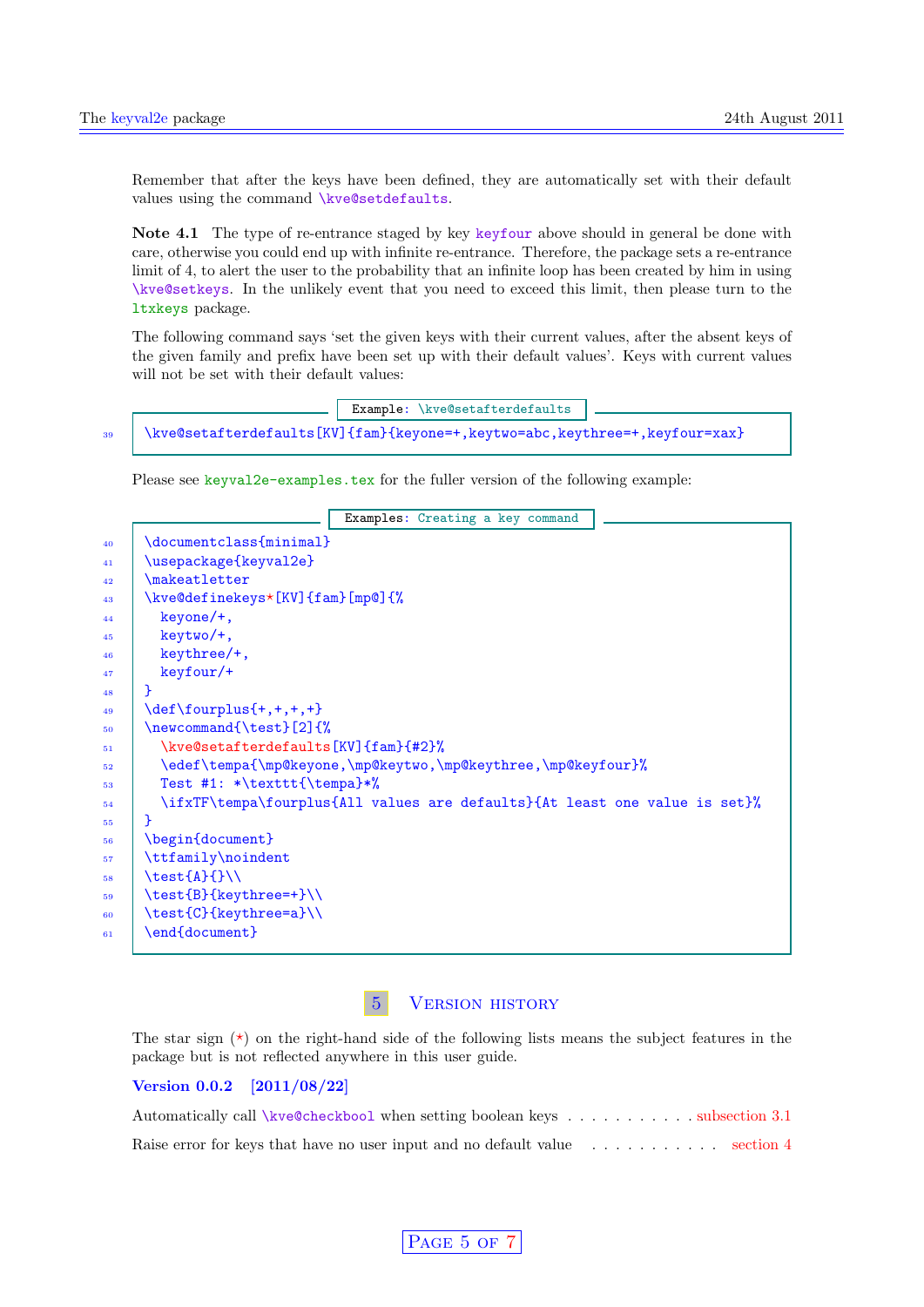Remember that after the keys have been defined, they are automatically set with their default values using the command \kve@setdefaults.

**Note 4.1** The type of re-entrance staged by key keyfour above should in general be done with care, otherwise you could end up with infinite re-entrance. Therefore, the package sets a re-entrance limit of 4, to alert the user to the probability that an infinite loop has been created by him in using \kve@setkeys. In the unlikely event that you need to exceed this limit, then please turn to the ltxkeys package.

The following command says 'set the given keys with their current values, after the absent keys of the given family and prefix have been set up with their default values'. Keys with current values will not be set with their default values:

Example: \kve@setafterdefaults

```
\kve@setafterdefaults[KV]{fam}{keyone=+,keytwo=abc,keythree=+,keyfour=xax}
```

Please see keyval2e-examples.tex for the fuller version of the following example:

Examples: Creating a key command

```
\documentclass{minimal}
\usepackage{keyval2e}
\makeatletter
\kve@definekeys*[KV]{fam}[mp@]{%
  keyone/+,
  keytwo/+,
  keythree/+,
  keyfour/+
}
\def\fourplus{+,+,+,+}
\newcommand{\test}[2]{%
  \kve@setafterdefaults[KV]{fam}{#2}%
  \edef\tempa{\mp@keyone,\mp@keytwo,\mp@keythree,\mp@keyfour}%
  Test #1: *\texttt{\tempa}*%
  \ifxTF\tempa\fourplus{All values are defaults}{At least one value is set}%
}
\begin{document}
\ttfamily\noindent
\test{A}{}\\
\test{B}{keythree=+}\\
\test{C}{keythree=a}\\
\end{document}
```

## 5 Version history

The star sign (*) on the right-hand side of the following lists means the subject features in the package but is not reflected anywhere in this user guide.

**Version 0.0.2 [2011/08/22]**

Automatically call \kve@checkbool when setting boolean keys . . . . . . . . . . . subsection 3.1

Raise error for keys that have no user input and no default value . . . . . . . . . . . section 4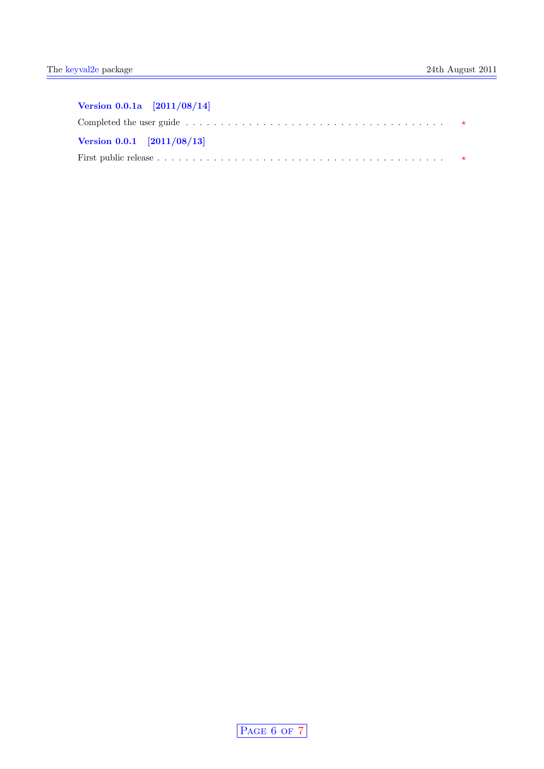### Version 0.0.1a [2011/08/14]

Completed the user guide . . . . . . . . . . . . . . . . . . . . . . . . . . . . . . . . . . . . . . ⋆

### Version 0.0.1 [2011/08/13]

First public release . . . . . . . . . . . . . . . . . . . . . . . . . . . . . . . . . . . . . . . . . ⋆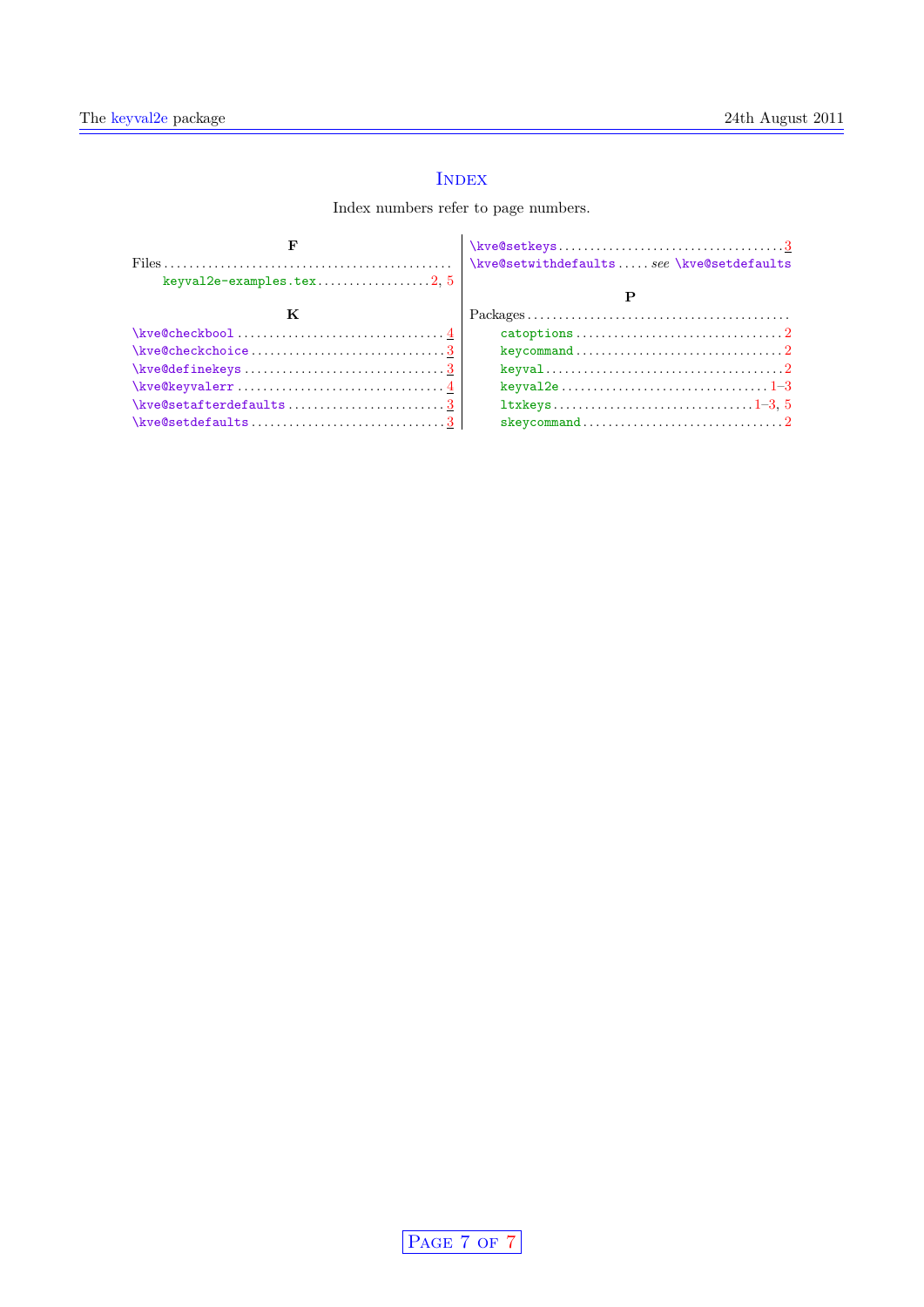# Index

Index numbers refer to page numbers.

**F**

Files
- keyval2e-examples.tex . . . . . 2, 5

**K**

\kve@checkbool . . . . . 4
\kve@checkchoice . . . . . 3
\kve@definekeys . . . . . 3
\kve@keyvalerr . . . . . 4
\kve@setafterdefaults . . . . . 3
\kve@setdefaults . . . . . 3
\kve@setkeys . . . . . 3
\kve@setwithdefaults . . . . . *see* \kve@setdefaults

**P**

Packages
- catoptions . . . . . 2
- keycommand . . . . . 2
- keyval . . . . . 2
- keyval2e . . . . . 1–3
- ltxkeys . . . . . 1–3, 5
- skeycommand . . . . . 2